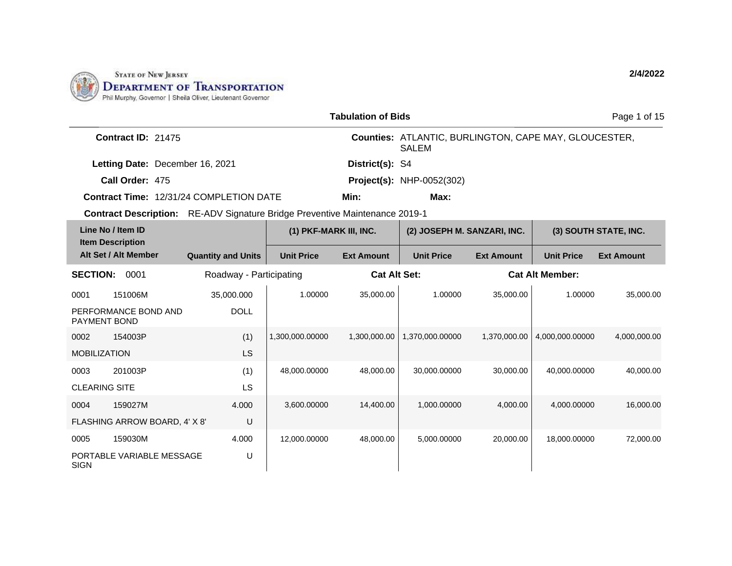State of New Jersey
**Department of Transportation**
Phil Murphy, Governor | Sheila Oliver, Lieutenant Governor

**2/4/2022**

## Tabulation of Bids

**Contract ID:** 21475
**Counties:** ATLANTIC, BURLINGTON, CAPE MAY, GLOUCESTER, SALEM
**Letting Date:** December 16, 2021
**District(s):** S4
**Call Order:** 475
**Project(s):** NHP-0052(302)
**Contract Time:** 12/31/24 COMPLETION DATE
**Min:**
**Max:**
**Contract Description:** RE-ADV Signature Bridge Preventive Maintenance 2019-1

| Line No / Item ID / Item Description / Alt Set / Alt Member | | Quantity and Units | (1) PKF-MARK III, INC. | | (2) JOSEPH M. SANZARI, INC. | | (3) SOUTH STATE, INC. | |
|---|---|---|---|---|---|---|---|---|
| | | | Unit Price | Ext Amount | Unit Price | Ext Amount | Unit Price | Ext Amount |
| **SECTION:** 0001 | Roadway - Participating | | **Cat Alt Set:** | | **Cat Alt Member:** | | | |
| 0001 | 151006M | 35,000.000 | 1.00000 | 35,000.00 | 1.00000 | 35,000.00 | 1.00000 | 35,000.00 |
| PERFORMANCE BOND AND PAYMENT BOND | | DOLL | | | | | | |
| 0002 | 154003P | (1) | 1,300,000.00000 | 1,300,000.00 | 1,370,000.00000 | 1,370,000.00 | 4,000,000.00000 | 4,000,000.00 |
| MOBILIZATION | | LS | | | | | | |
| 0003 | 201003P | (1) | 48,000.00000 | 48,000.00 | 30,000.00000 | 30,000.00 | 40,000.00000 | 40,000.00 |
| CLEARING SITE | | LS | | | | | | |
| 0004 | 159027M | 4.000 | 3,600.00000 | 14,400.00 | 1,000.00000 | 4,000.00 | 4,000.00000 | 16,000.00 |
| FLASHING ARROW BOARD, 4' X 8' | | U | | | | | | |
| 0005 | 159030M | 4.000 | 12,000.00000 | 48,000.00 | 5,000.00000 | 20,000.00 | 18,000.00000 | 72,000.00 |
| PORTABLE VARIABLE MESSAGE SIGN | | U | | | | | | |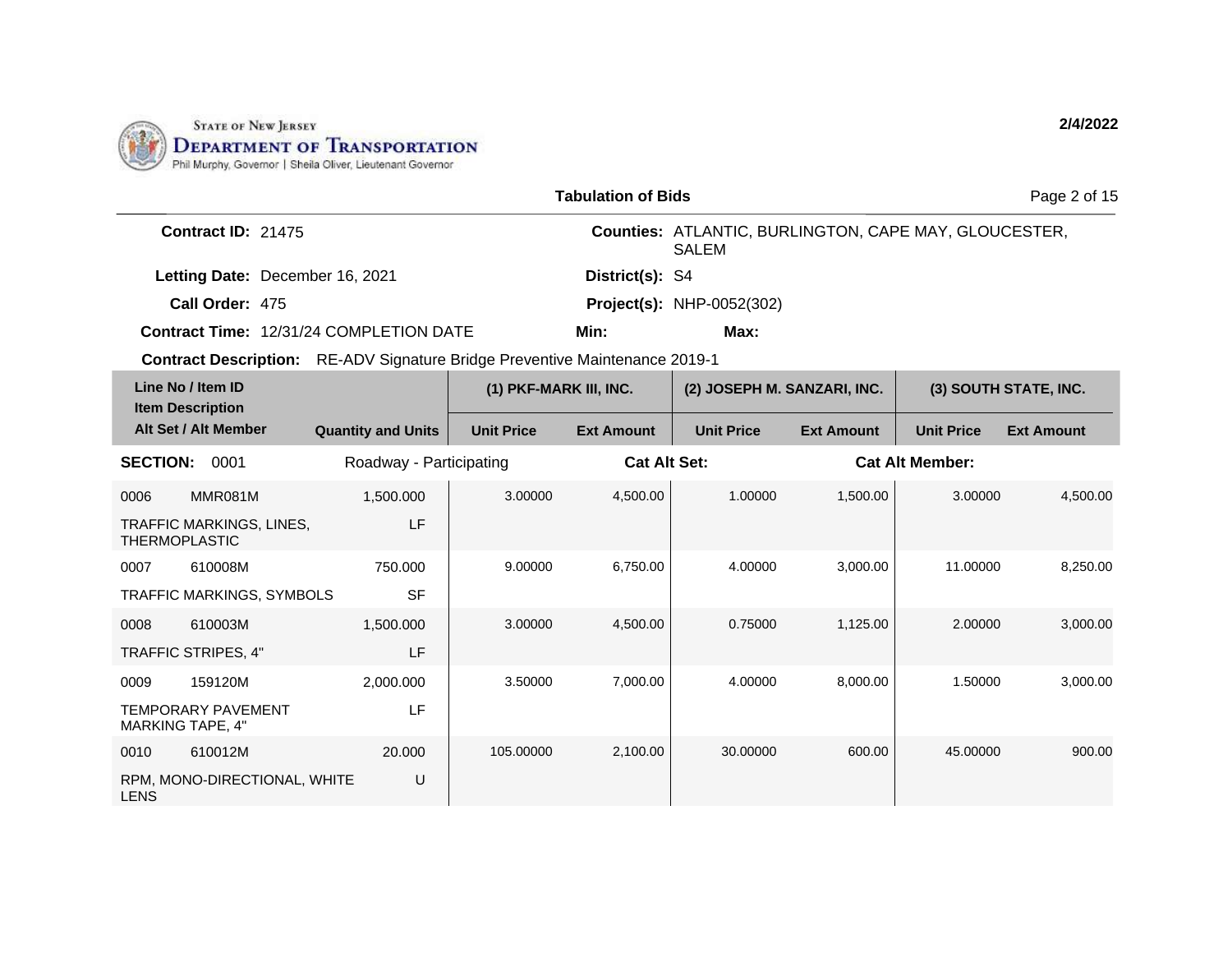STATE OF NEW JERSEY
**DEPARTMENT OF TRANSPORTATION**
Phil Murphy, Governor | Sheila Oliver, Lieutenant Governor

**2/4/2022**

## Tabulation of Bids

**Contract ID:** 21475

**Counties:** ATLANTIC, BURLINGTON, CAPE MAY, GLOUCESTER, SALEM

**Letting Date:** December 16, 2021

**District(s):** S4

**Call Order:** 475

**Project(s):** NHP-0052(302)

**Contract Time:** 12/31/24 COMPLETION DATE

**Min:**

**Max:**

**Contract Description:** RE-ADV Signature Bridge Preventive Maintenance 2019-1

| Line No / Item ID | Item Description / Alt Set / Alt Member | Quantity and Units | (1) PKF-MARK III, INC. Unit Price | (1) PKF-MARK III, INC. Ext Amount | (2) JOSEPH M. SANZARI, INC. Unit Price | (2) JOSEPH M. SANZARI, INC. Ext Amount | (3) SOUTH STATE, INC. Unit Price | (3) SOUTH STATE, INC. Ext Amount |
|---|---|---|---|---|---|---|---|---|
| **SECTION: 0001** | Roadway - Participating | | Cat Alt Set: | | | Cat Alt Member: | | |
| 0006 MMR081M | TRAFFIC MARKINGS, LINES, THERMOPLASTIC | 1,500.000 LF | 3.00000 | 4,500.00 | 1.00000 | 1,500.00 | 3.00000 | 4,500.00 |
| 0007 610008M | TRAFFIC MARKINGS, SYMBOLS | 750.000 SF | 9.00000 | 6,750.00 | 4.00000 | 3,000.00 | 11.00000 | 8,250.00 |
| 0008 610003M | TRAFFIC STRIPES, 4" | 1,500.000 LF | 3.00000 | 4,500.00 | 0.75000 | 1,125.00 | 2.00000 | 3,000.00 |
| 0009 159120M | TEMPORARY PAVEMENT MARKING TAPE, 4" | 2,000.000 LF | 3.50000 | 7,000.00 | 4.00000 | 8,000.00 | 1.50000 | 3,000.00 |
| 0010 610012M | RPM, MONO-DIRECTIONAL, WHITE LENS | 20.000 U | 105.00000 | 2,100.00 | 30.00000 | 600.00 | 45.00000 | 900.00 |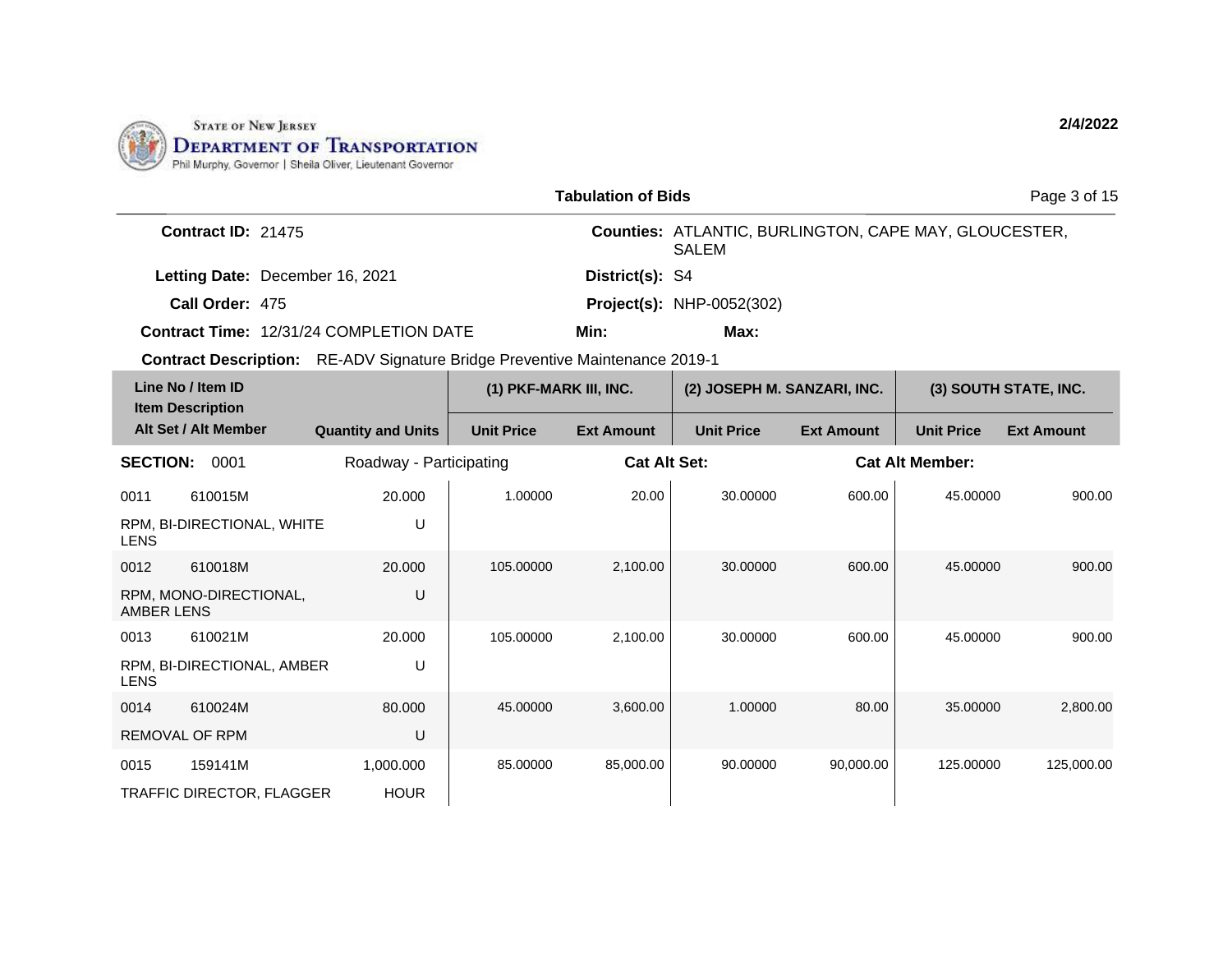STATE OF NEW JERSEY
**DEPARTMENT OF TRANSPORTATION**
Phil Murphy, Governor | Sheila Oliver, Lieutenant Governor

**2/4/2022**

## Tabulation of Bids

**Contract ID:** 21475

**Counties:** ATLANTIC, BURLINGTON, CAPE MAY, GLOUCESTER, SALEM

**Letting Date:** December 16, 2021

**District(s):** S4

**Call Order:** 475

**Project(s):** NHP-0052(302)

**Contract Time:** 12/31/24 COMPLETION DATE

**Min:**

**Max:**

**Contract Description:** RE-ADV Signature Bridge Preventive Maintenance 2019-1

| Line No / Item ID / Item Description / Alt Set / Alt Member | | Quantity and Units | (1) PKF-MARK III, INC. Unit Price | (1) PKF-MARK III, INC. Ext Amount | (2) JOSEPH M. SANZARI, INC. Unit Price | (2) JOSEPH M. SANZARI, INC. Ext Amount | (3) SOUTH STATE, INC. Unit Price | (3) SOUTH STATE, INC. Ext Amount |
|---|---|---|---|---|---|---|---|---|
| **SECTION:** 0001 | | Roadway - Participating | | **Cat Alt Set:** | | **Cat Alt Member:** | | |
| 0011 | 610015M | 20.000 | 1.00000 | 20.00 | 30.00000 | 600.00 | 45.00000 | 900.00 |
| RPM, BI-DIRECTIONAL, WHITE LENS | | U | | | | | | |
| 0012 | 610018M | 20.000 | 105.00000 | 2,100.00 | 30.00000 | 600.00 | 45.00000 | 900.00 |
| RPM, MONO-DIRECTIONAL, AMBER LENS | | U | | | | | | |
| 0013 | 610021M | 20.000 | 105.00000 | 2,100.00 | 30.00000 | 600.00 | 45.00000 | 900.00 |
| RPM, BI-DIRECTIONAL, AMBER LENS | | U | | | | | | |
| 0014 | 610024M | 80.000 | 45.00000 | 3,600.00 | 1.00000 | 80.00 | 35.00000 | 2,800.00 |
| REMOVAL OF RPM | | U | | | | | | |
| 0015 | 159141M | 1,000.000 | 85.00000 | 85,000.00 | 90.00000 | 90,000.00 | 125.00000 | 125,000.00 |
| TRAFFIC DIRECTOR, FLAGGER | | HOUR | | | | | | |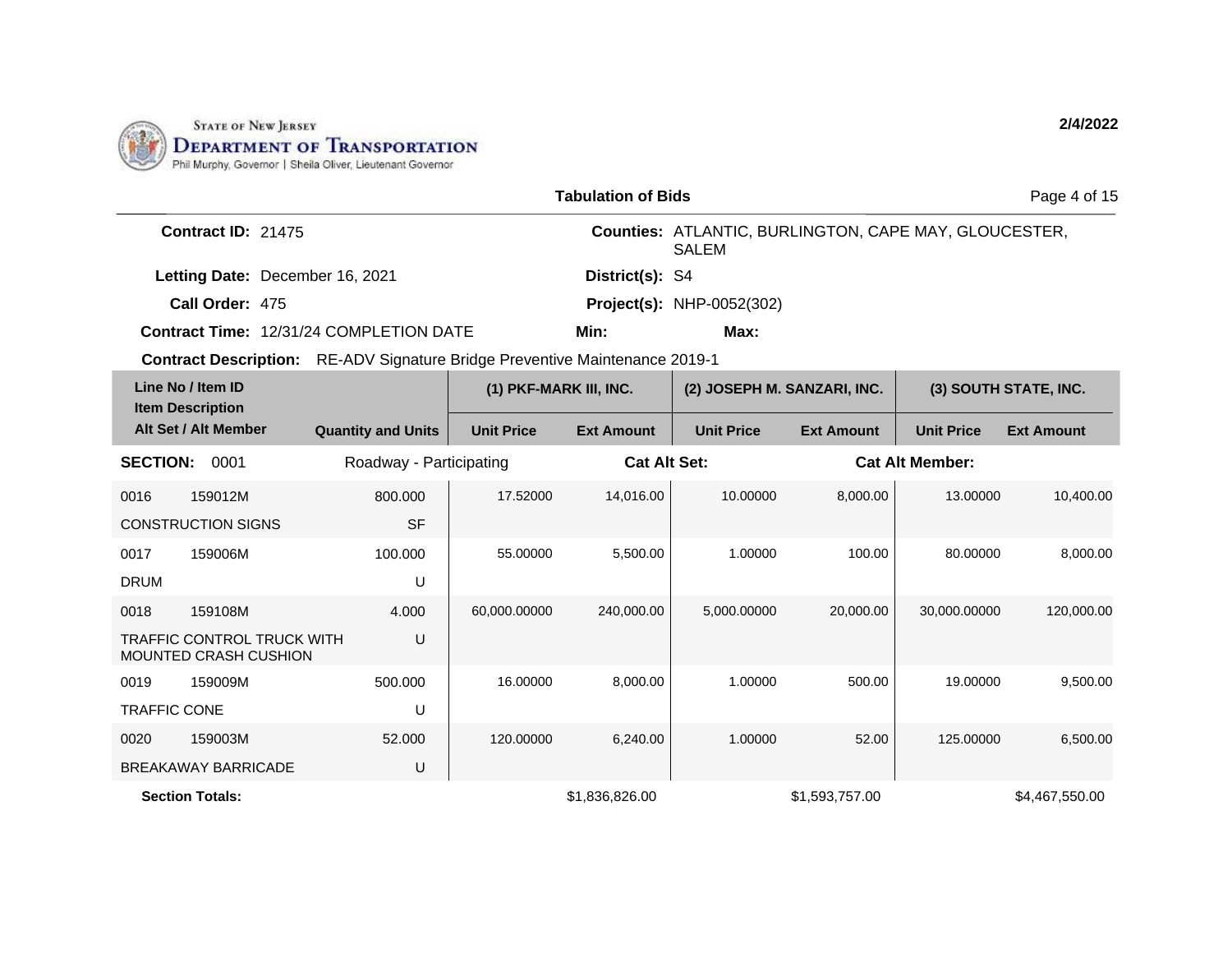STATE OF NEW JERSEY
DEPARTMENT OF TRANSPORTATION
Phil Murphy, Governor | Sheila Oliver, Lieutenant Governor

2/4/2022

## Tabulation of Bids

**Contract ID:** 21475

**Counties:** ATLANTIC, BURLINGTON, CAPE MAY, GLOUCESTER, SALEM

**Letting Date:** December 16, 2021

**District(s):** S4

**Call Order:** 475

**Project(s):** NHP-0052(302)

**Contract Time:** 12/31/24 COMPLETION DATE

**Min:**

**Max:**

**Contract Description:** RE-ADV Signature Bridge Preventive Maintenance 2019-1

| Line No / Item ID / Item Description / Alt Set / Alt Member | | Quantity and Units | (1) PKF-MARK III, INC. | | (2) JOSEPH M. SANZARI, INC. | | (3) SOUTH STATE, INC. | |
|---|---|---|---|---|---|---|---|---|
| | | | Unit Price | Ext Amount | Unit Price | Ext Amount | Unit Price | Ext Amount |
| **SECTION:** 0001 | Roadway - Participating | | **Cat Alt Set:** | | | **Cat Alt Member:** | | |
| 0016 | 159012M | 800.000 | 17.52000 | 14,016.00 | 10.00000 | 8,000.00 | 13.00000 | 10,400.00 |
| CONSTRUCTION SIGNS | | SF | | | | | | |
| 0017 | 159006M | 100.000 | 55.00000 | 5,500.00 | 1.00000 | 100.00 | 80.00000 | 8,000.00 |
| DRUM | | U | | | | | | |
| 0018 | 159108M | 4.000 | 60,000.00000 | 240,000.00 | 5,000.00000 | 20,000.00 | 30,000.00000 | 120,000.00 |
| TRAFFIC CONTROL TRUCK WITH MOUNTED CRASH CUSHION | | U | | | | | | |
| 0019 | 159009M | 500.000 | 16.00000 | 8,000.00 | 1.00000 | 500.00 | 19.00000 | 9,500.00 |
| TRAFFIC CONE | | U | | | | | | |
| 0020 | 159003M | 52.000 | 120.00000 | 6,240.00 | 1.00000 | 52.00 | 125.00000 | 6,500.00 |
| BREAKAWAY BARRICADE | | U | | | | | | |
| **Section Totals:** | | | | $1,836,826.00 | | $1,593,757.00 | | $4,467,550.00 |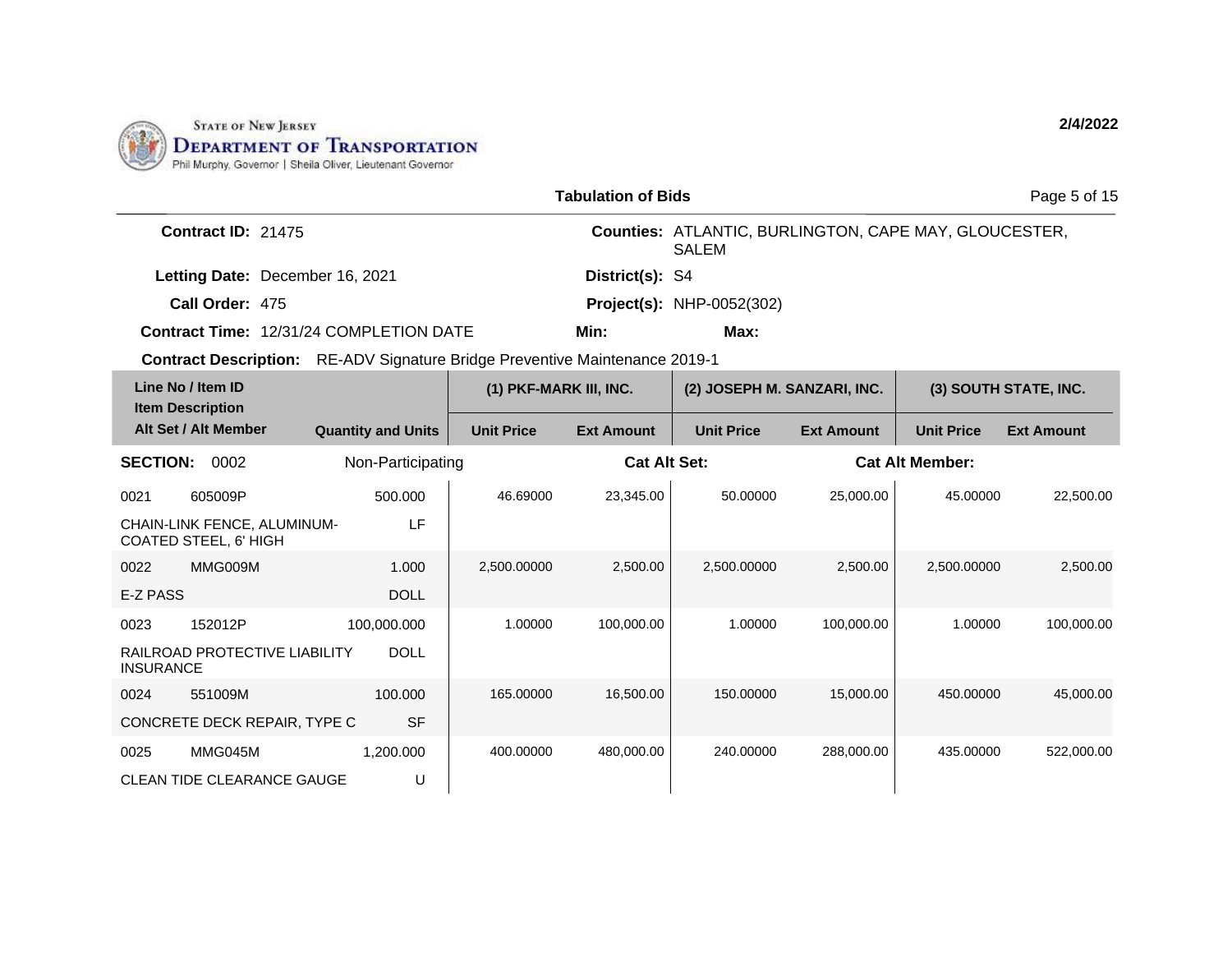STATE OF NEW JERSEY
**DEPARTMENT OF TRANSPORTATION**
Phil Murphy, Governor | Sheila Oliver, Lieutenant Governor

**2/4/2022**

## Tabulation of Bids

**Contract ID:** 21475

**Counties:** ATLANTIC, BURLINGTON, CAPE MAY, GLOUCESTER, SALEM

**Letting Date:** December 16, 2021

**District(s):** S4

**Call Order:** 475

**Project(s):** NHP-0052(302)

**Contract Time:** 12/31/24 COMPLETION DATE

**Min:**

**Max:**

**Contract Description:** RE-ADV Signature Bridge Preventive Maintenance 2019-1

| Line No / Item ID / Item Description / Alt Set / Alt Member | | Quantity and Units | (1) PKF-MARK III, INC. | | (2) JOSEPH M. SANZARI, INC. | | (3) SOUTH STATE, INC. | |
|---|---|---|---|---|---|---|---|---|
| | | | Unit Price | Ext Amount | Unit Price | Ext Amount | Unit Price | Ext Amount |
| **SECTION:** 0002 | | Non-Participating | | **Cat Alt Set:** | | **Cat Alt Member:** | | |
| 0021 | 605009P | 500.000 | 46.69000 | 23,345.00 | 50.00000 | 25,000.00 | 45.00000 | 22,500.00 |
| CHAIN-LINK FENCE, ALUMINUM-COATED STEEL, 6' HIGH | | LF | | | | | | |
| 0022 | MMG009M | 1.000 | 2,500.00000 | 2,500.00 | 2,500.00000 | 2,500.00 | 2,500.00000 | 2,500.00 |
| E-Z PASS | | DOLL | | | | | | |
| 0023 | 152012P | 100,000.000 | 1.00000 | 100,000.00 | 1.00000 | 100,000.00 | 1.00000 | 100,000.00 |
| RAILROAD PROTECTIVE LIABILITY INSURANCE | | DOLL | | | | | | |
| 0024 | 551009M | 100.000 | 165.00000 | 16,500.00 | 150.00000 | 15,000.00 | 450.00000 | 45,000.00 |
| CONCRETE DECK REPAIR, TYPE C | | SF | | | | | | |
| 0025 | MMG045M | 1,200.000 | 400.00000 | 480,000.00 | 240.00000 | 288,000.00 | 435.00000 | 522,000.00 |
| CLEAN TIDE CLEARANCE GAUGE | | U | | | | | | |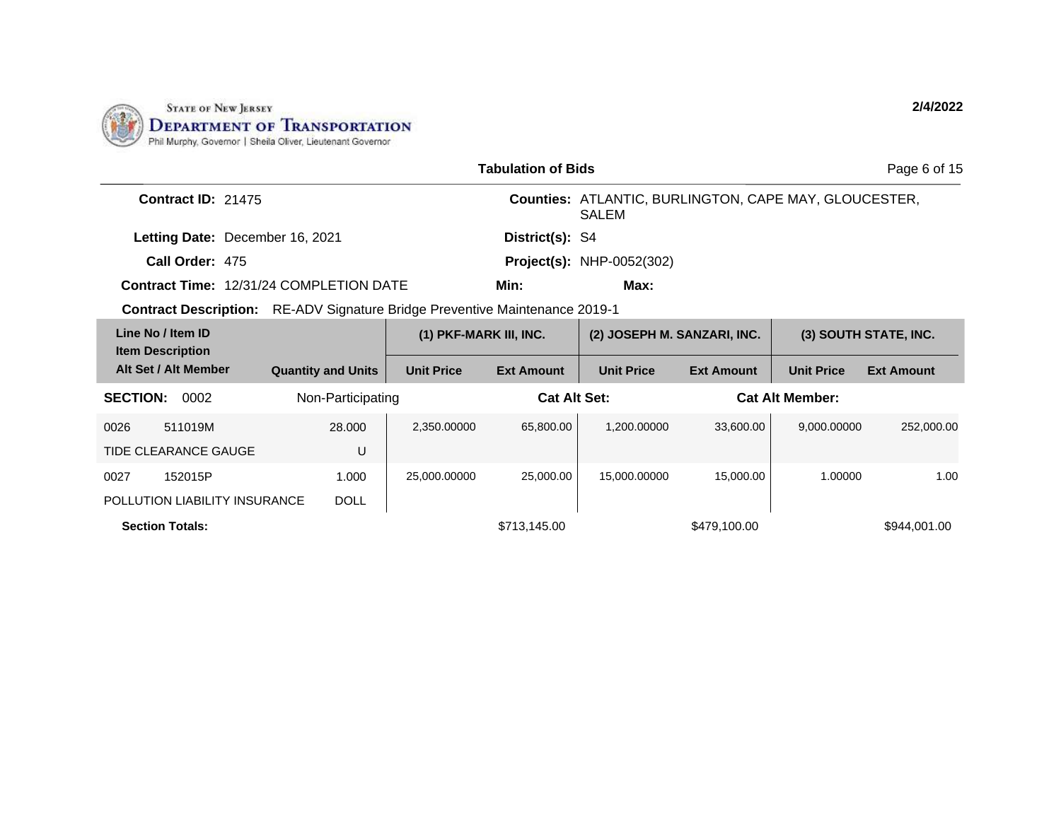STATE OF NEW JERSEY
**DEPARTMENT OF TRANSPORTATION**
Phil Murphy, Governor | Sheila Oliver, Lieutenant Governor

**2/4/2022**

## Tabulation of Bids

**Contract ID:** 21475

**Counties:** ATLANTIC, BURLINGTON, CAPE MAY, GLOUCESTER, SALEM

**Letting Date:** December 16, 2021

**District(s):** S4

**Call Order:** 475

**Project(s):** NHP-0052(302)

**Contract Time:** 12/31/24 COMPLETION DATE

**Min:**

**Max:**

**Contract Description:** RE-ADV Signature Bridge Preventive Maintenance 2019-1

| Line No / Item ID / Item Description / Alt Set / Alt Member | Quantity and Units | (1) PKF-MARK III, INC. | | (2) JOSEPH M. SANZARI, INC. | | (3) SOUTH STATE, INC. | |
|---|---|---|---|---|---|---|---|
| | | Unit Price | Ext Amount | Unit Price | Ext Amount | Unit Price | Ext Amount |
| **SECTION:** 0002 | Non-Participating | | **Cat Alt Set:** | | | **Cat Alt Member:** | |
| 0026 511019M TIDE CLEARANCE GAUGE | 28.000 U | 2,350.00000 | 65,800.00 | 1,200.00000 | 33,600.00 | 9,000.00000 | 252,000.00 |
| 0027 152015P POLLUTION LIABILITY INSURANCE | 1.000 DOLL | 25,000.00000 | 25,000.00 | 15,000.00000 | 15,000.00 | 1.00000 | 1.00 |
| **Section Totals:** | | | $713,145.00 | | $479,100.00 | | $944,001.00 |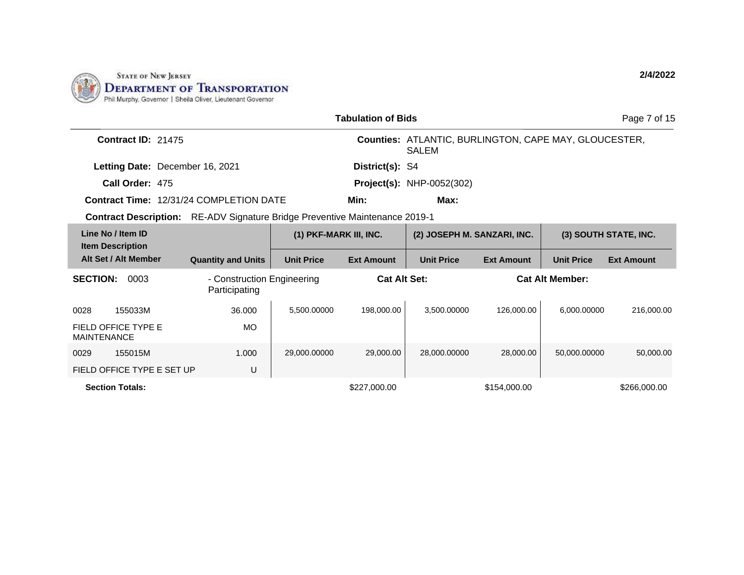STATE OF NEW JERSEY
DEPARTMENT OF TRANSPORTATION
Phil Murphy, Governor | Sheila Oliver, Lieutenant Governor

**2/4/2022**

**Tabulation of Bids**

**Contract ID:** 21475

**Counties:** ATLANTIC, BURLINGTON, CAPE MAY, GLOUCESTER, SALEM

**Letting Date:** December 16, 2021

**District(s):** S4

**Call Order:** 475

**Project(s):** NHP-0052(302)

**Contract Time:** 12/31/24 COMPLETION DATE

**Min:**

**Max:**

**Contract Description:** RE-ADV Signature Bridge Preventive Maintenance 2019-1

| Line No / Item ID / Item Description / Alt Set / Alt Member | Quantity and Units | (1) PKF-MARK III, INC. | | (2) JOSEPH M. SANZARI, INC. | | (3) SOUTH STATE, INC. | |
|---|---|---|---|---|---|---|---|
| | | Unit Price | Ext Amount | Unit Price | Ext Amount | Unit Price | Ext Amount |
| **SECTION: 0003** - Construction Engineering Participating | | **Cat Alt Set:** | | | **Cat Alt Member:** | | |
| 0028 155033M FIELD OFFICE TYPE E MAINTENANCE | 36.000 MO | 5,500.00000 | 198,000.00 | 3,500.00000 | 126,000.00 | 6,000.00000 | 216,000.00 |
| 0029 155015M FIELD OFFICE TYPE E SET UP | 1.000 U | 29,000.00000 | 29,000.00 | 28,000.00000 | 28,000.00 | 50,000.00000 | 50,000.00 |
| **Section Totals:** | | | $227,000.00 | | $154,000.00 | | $266,000.00 |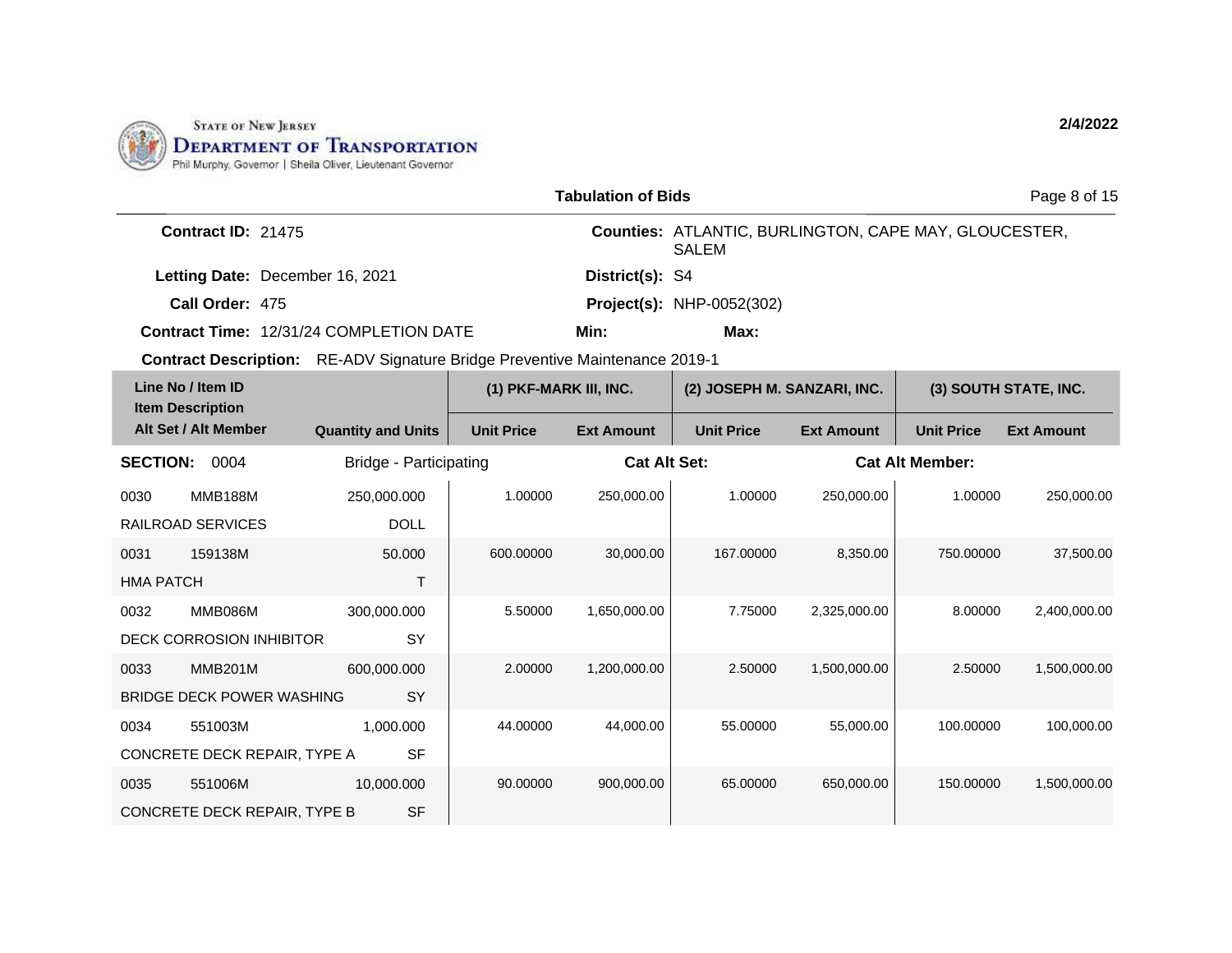STATE OF NEW JERSEY
DEPARTMENT OF TRANSPORTATION
Phil Murphy, Governor | Sheila Oliver, Lieutenant Governor

2/4/2022

**Tabulation of Bids**

| | | | |
|---|---|---|---|
| **Contract ID:** | 21475 | **Counties:** | ATLANTIC, BURLINGTON, CAPE MAY, GLOUCESTER, SALEM |
| **Letting Date:** | December 16, 2021 | **District(s):** | S4 |
| **Call Order:** | 475 | **Project(s):** | NHP-0052(302) |
| **Contract Time:** | 12/31/24 COMPLETION DATE | **Min:** | **Max:** |

**Contract Description:** RE-ADV Signature Bridge Preventive Maintenance 2019-1

| Line No / Item ID / Item Description / Alt Set / Alt Member | | Quantity and Units | (1) PKF-MARK III, INC. | | (2) JOSEPH M. SANZARI, INC. | | (3) SOUTH STATE, INC. | |
|---|---|---|---|---|---|---|---|---|
| | | | Unit Price | Ext Amount | Unit Price | Ext Amount | Unit Price | Ext Amount |
| **SECTION:** 0004 | | Bridge - Participating | | **Cat Alt Set:** | | **Cat Alt Member:** | | |
| 0030 | MMB188M | 250,000.000 | 1.00000 | 250,000.00 | 1.00000 | 250,000.00 | 1.00000 | 250,000.00 |
| RAILROAD SERVICES | | DOLL | | | | | | |
| 0031 | 159138M | 50.000 | 600.00000 | 30,000.00 | 167.00000 | 8,350.00 | 750.00000 | 37,500.00 |
| HMA PATCH | | T | | | | | | |
| 0032 | MMB086M | 300,000.000 | 5.50000 | 1,650,000.00 | 7.75000 | 2,325,000.00 | 8.00000 | 2,400,000.00 |
| DECK CORROSION INHIBITOR | | SY | | | | | | |
| 0033 | MMB201M | 600,000.000 | 2.00000 | 1,200,000.00 | 2.50000 | 1,500,000.00 | 2.50000 | 1,500,000.00 |
| BRIDGE DECK POWER WASHING | | SY | | | | | | |
| 0034 | 551003M | 1,000.000 | 44.00000 | 44,000.00 | 55.00000 | 55,000.00 | 100.00000 | 100,000.00 |
| CONCRETE DECK REPAIR, TYPE A | | SF | | | | | | |
| 0035 | 551006M | 10,000.000 | 90.00000 | 900,000.00 | 65.00000 | 650,000.00 | 150.00000 | 1,500,000.00 |
| CONCRETE DECK REPAIR, TYPE B | | SF | | | | | | |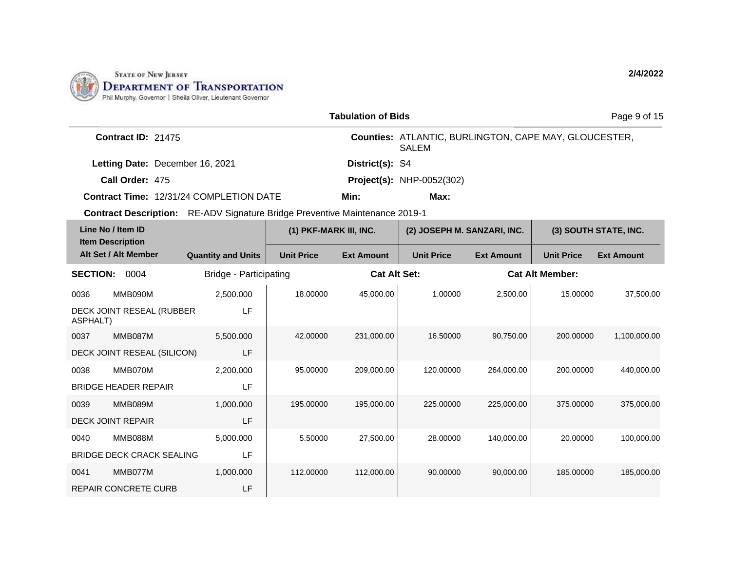STATE OF NEW JERSEY
**DEPARTMENT OF TRANSPORTATION**
Phil Murphy, Governor | Sheila Oliver, Lieutenant Governor

**2/4/2022**

**Tabulation of Bids**

**Contract ID:** 21475

**Counties:** ATLANTIC, BURLINGTON, CAPE MAY, GLOUCESTER, SALEM

**Letting Date:** December 16, 2021

**District(s):** S4

**Call Order:** 475

**Project(s):** NHP-0052(302)

**Contract Time:** 12/31/24 COMPLETION DATE

**Min:**

**Max:**

**Contract Description:** RE-ADV Signature Bridge Preventive Maintenance 2019-1

| Line No / Item ID / Item Description / Alt Set / Alt Member | Quantity and Units | (1) PKF-MARK III, INC. | | (2) JOSEPH M. SANZARI, INC. | | (3) SOUTH STATE, INC. | |
|---|---|---|---|---|---|---|---|
| | | Unit Price | Ext Amount | Unit Price | Ext Amount | Unit Price | Ext Amount |
| **SECTION:** 0004 | Bridge - Participating | **Cat Alt Set:** | | | **Cat Alt Member:** | | |
| 0036 MMB090M DECK JOINT RESEAL (RUBBER ASPHALT) | 2,500.000 LF | 18.00000 | 45,000.00 | 1.00000 | 2,500.00 | 15.00000 | 37,500.00 |
| 0037 MMB087M DECK JOINT RESEAL (SILICON) | 5,500.000 LF | 42.00000 | 231,000.00 | 16.50000 | 90,750.00 | 200.00000 | 1,100,000.00 |
| 0038 MMB070M BRIDGE HEADER REPAIR | 2,200.000 LF | 95.00000 | 209,000.00 | 120.00000 | 264,000.00 | 200.00000 | 440,000.00 |
| 0039 MMB089M DECK JOINT REPAIR | 1,000.000 LF | 195.00000 | 195,000.00 | 225.00000 | 225,000.00 | 375.00000 | 375,000.00 |
| 0040 MMB088M BRIDGE DECK CRACK SEALING | 5,000.000 LF | 5.50000 | 27,500.00 | 28.00000 | 140,000.00 | 20.00000 | 100,000.00 |
| 0041 MMB077M REPAIR CONCRETE CURB | 1,000.000 LF | 112.00000 | 112,000.00 | 90.00000 | 90,000.00 | 185.00000 | 185,000.00 |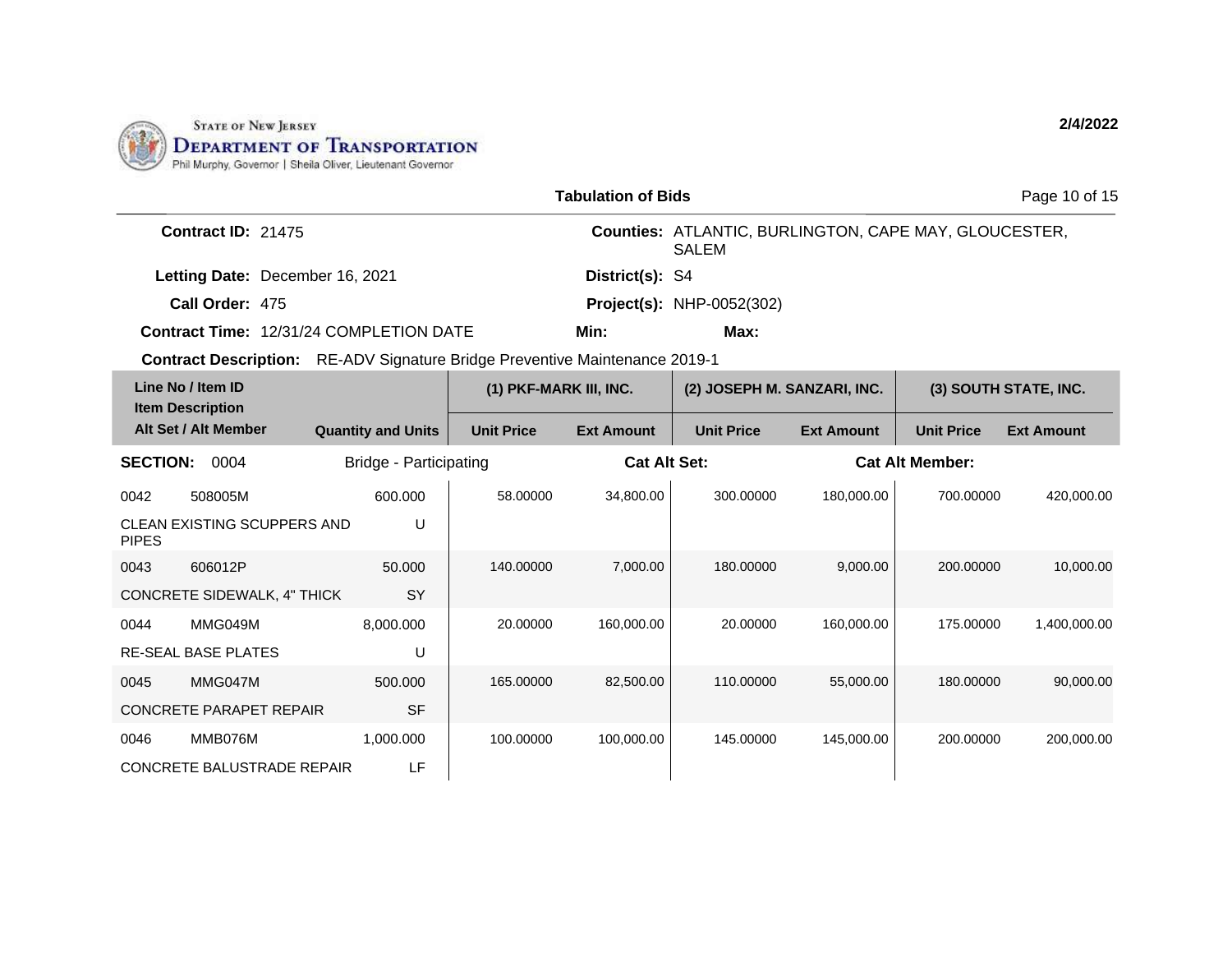STATE OF NEW JERSEY
DEPARTMENT OF TRANSPORTATION
Phil Murphy, Governor | Sheila Oliver, Lieutenant Governor

2/4/2022

## Tabulation of Bids

**Contract ID:** 21475

**Counties:** ATLANTIC, BURLINGTON, CAPE MAY, GLOUCESTER, SALEM

**Letting Date:** December 16, 2021

**District(s):** S4

**Call Order:** 475

**Project(s):** NHP-0052(302)

**Contract Time:** 12/31/24 COMPLETION DATE

**Min:**

**Max:**

**Contract Description:** RE-ADV Signature Bridge Preventive Maintenance 2019-1

| Line No / Item ID / Item Description / Alt Set / Alt Member | Quantity and Units | (1) PKF-MARK III, INC. | | (2) JOSEPH M. SANZARI, INC. | | (3) SOUTH STATE, INC. | |
|---|---|---|---|---|---|---|---|
| | | Unit Price | Ext Amount | Unit Price | Ext Amount | Unit Price | Ext Amount |
| **SECTION: 0004** | Bridge - Participating | | **Cat Alt Set:** | | **Cat Alt Member:** | | |
| 0042 508005M CLEAN EXISTING SCUPPERS AND PIPES | 600.000 U | 58.00000 | 34,800.00 | 300.00000 | 180,000.00 | 700.00000 | 420,000.00 |
| 0043 606012P CONCRETE SIDEWALK, 4" THICK | 50.000 SY | 140.00000 | 7,000.00 | 180.00000 | 9,000.00 | 200.00000 | 10,000.00 |
| 0044 MMG049M RE-SEAL BASE PLATES | 8,000.000 U | 20.00000 | 160,000.00 | 20.00000 | 160,000.00 | 175.00000 | 1,400,000.00 |
| 0045 MMG047M CONCRETE PARAPET REPAIR | 500.000 SF | 165.00000 | 82,500.00 | 110.00000 | 55,000.00 | 180.00000 | 90,000.00 |
| 0046 MMB076M CONCRETE BALUSTRADE REPAIR | 1,000.000 LF | 100.00000 | 100,000.00 | 145.00000 | 145,000.00 | 200.00000 | 200,000.00 |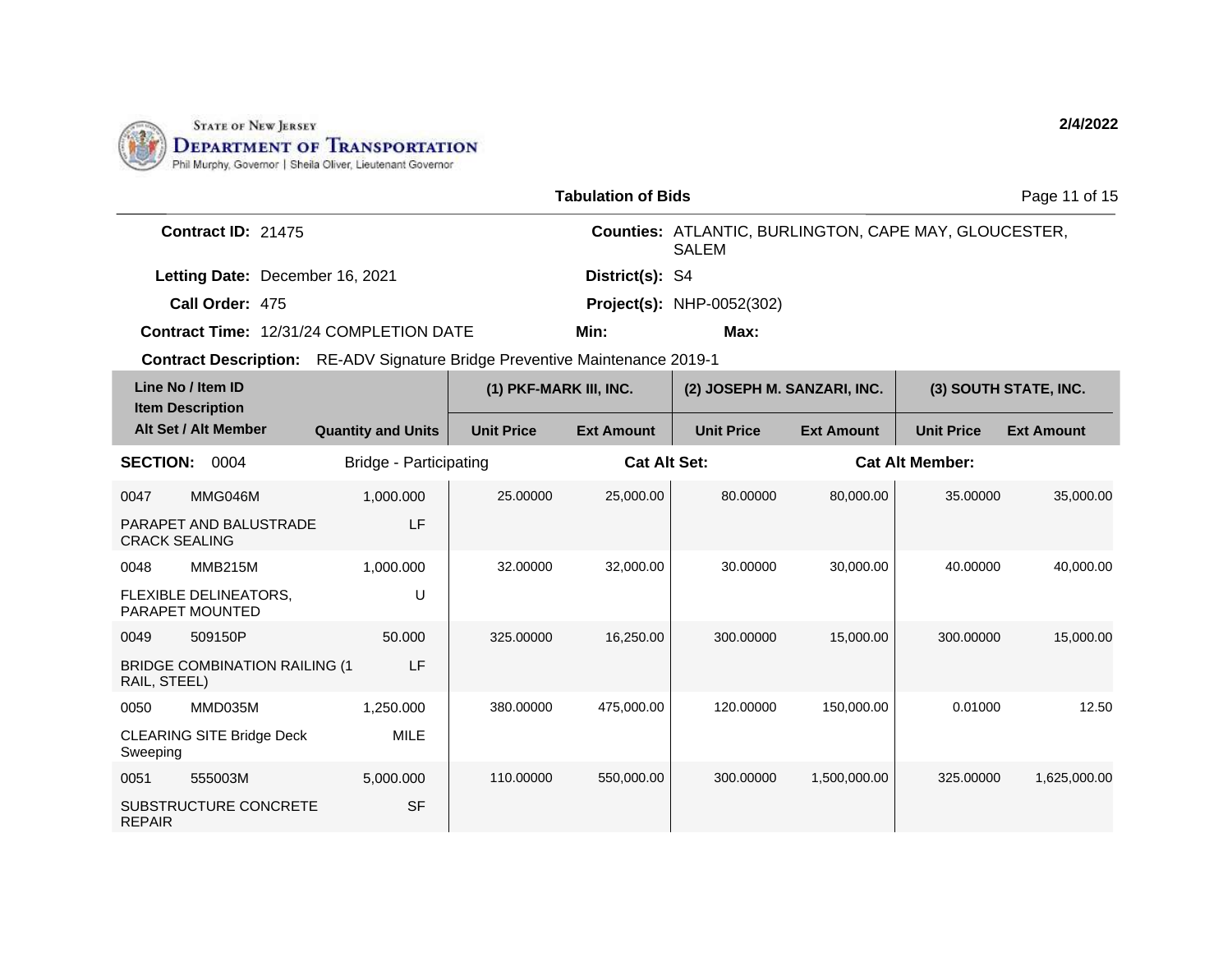State of New Jersey
Department of Transportation
Phil Murphy, Governor | Sheila Oliver, Lieutenant Governor

2/4/2022

## Tabulation of Bids

**Contract ID:** 21475

**Counties:** ATLANTIC, BURLINGTON, CAPE MAY, GLOUCESTER, SALEM

**Letting Date:** December 16, 2021

**District(s):** S4

**Call Order:** 475

**Project(s):** NHP-0052(302)

**Contract Time:** 12/31/24 COMPLETION DATE

**Min:**

**Max:**

**Contract Description:** RE-ADV Signature Bridge Preventive Maintenance 2019-1

| Line No / Item ID / Item Description / Alt Set / Alt Member | | Quantity and Units | (1) PKF-MARK III, INC. | | (2) JOSEPH M. SANZARI, INC. | | (3) SOUTH STATE, INC. | |
|---|---|---|---|---|---|---|---|---|
| | | | Unit Price | Ext Amount | Unit Price | Ext Amount | Unit Price | Ext Amount |
| **SECTION:** 0004 | | Bridge - Participating | | **Cat Alt Set:** | | **Cat Alt Member:** | | |
| 0047 | MMG046M | 1,000.000 | 25.00000 | 25,000.00 | 80.00000 | 80,000.00 | 35.00000 | 35,000.00 |
| PARAPET AND BALUSTRADE CRACK SEALING | | LF | | | | | | |
| 0048 | MMB215M | 1,000.000 | 32.00000 | 32,000.00 | 30.00000 | 30,000.00 | 40.00000 | 40,000.00 |
| FLEXIBLE DELINEATORS, PARAPET MOUNTED | | U | | | | | | |
| 0049 | 509150P | 50.000 | 325.00000 | 16,250.00 | 300.00000 | 15,000.00 | 300.00000 | 15,000.00 |
| BRIDGE COMBINATION RAILING (1 RAIL, STEEL) | | LF | | | | | | |
| 0050 | MMD035M | 1,250.000 | 380.00000 | 475,000.00 | 120.00000 | 150,000.00 | 0.01000 | 12.50 |
| CLEARING SITE Bridge Deck Sweeping | | MILE | | | | | | |
| 0051 | 555003M | 5,000.000 | 110.00000 | 550,000.00 | 300.00000 | 1,500,000.00 | 325.00000 | 1,625,000.00 |
| SUBSTRUCTURE CONCRETE REPAIR | | SF | | | | | | |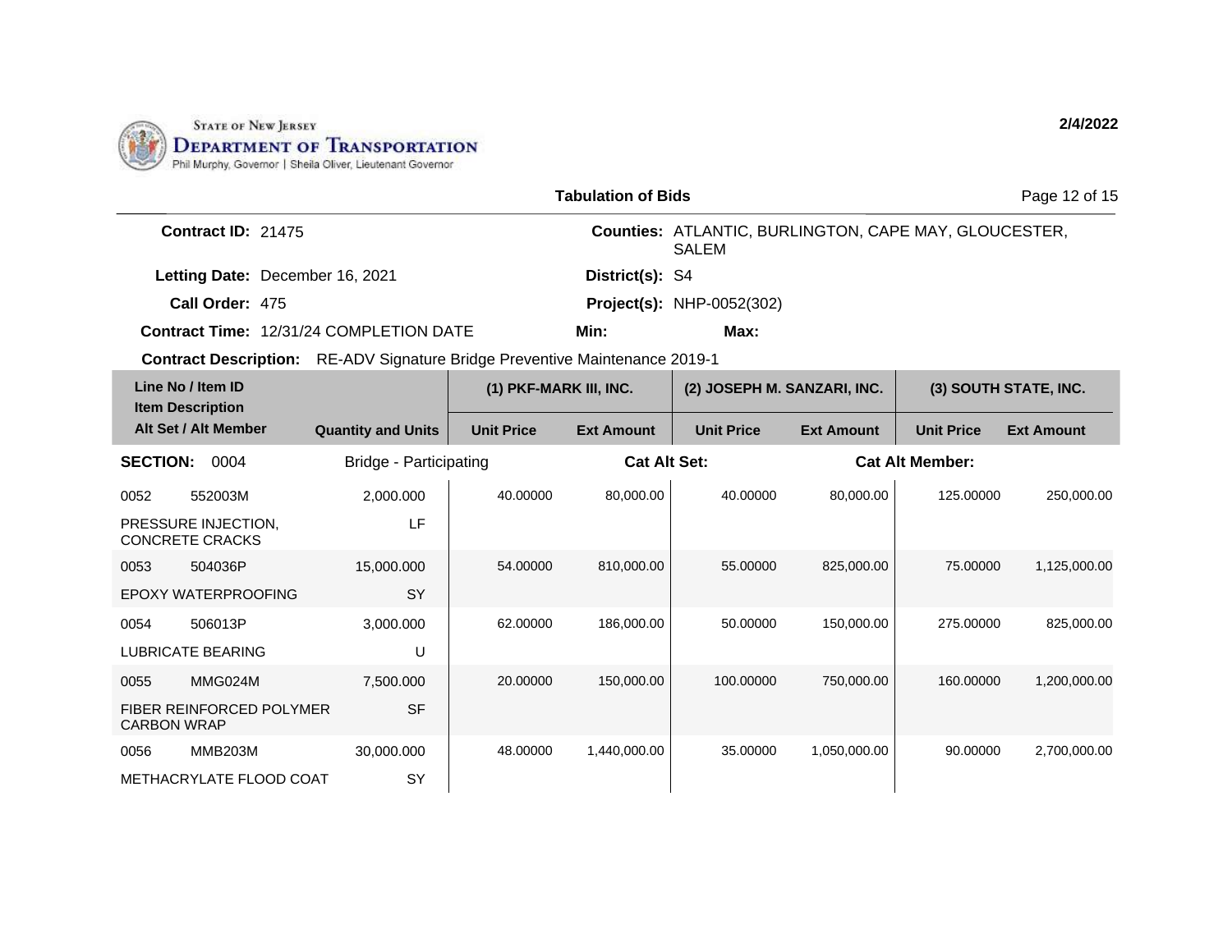STATE OF NEW JERSEY
DEPARTMENT OF TRANSPORTATION
Phil Murphy, Governor | Sheila Oliver, Lieutenant Governor

2/4/2022

## Tabulation of Bids

**Contract ID:** 21475

**Counties:** ATLANTIC, BURLINGTON, CAPE MAY, GLOUCESTER, SALEM

**Letting Date:** December 16, 2021

**District(s):** S4

**Call Order:** 475

**Project(s):** NHP-0052(302)

**Contract Time:** 12/31/24 COMPLETION DATE

**Min:** **Max:**

**Contract Description:** RE-ADV Signature Bridge Preventive Maintenance 2019-1

| Line No / Item ID / Item Description / Alt Set / Alt Member | | Quantity and Units | (1) PKF-MARK III, INC. | | (2) JOSEPH M. SANZARI, INC. | | (3) SOUTH STATE, INC. | |
|---|---|---|---|---|---|---|---|---|
| | | | Unit Price | Ext Amount | Unit Price | Ext Amount | Unit Price | Ext Amount |
| **SECTION:** 0004 | | Bridge - Participating | **Cat Alt Set:** | | **Cat Alt Member:** | | | |
| 0052 | 552003M | 2,000.000 | 40.00000 | 80,000.00 | 40.00000 | 80,000.00 | 125.00000 | 250,000.00 |
| PRESSURE INJECTION, CONCRETE CRACKS | | LF | | | | | | |
| 0053 | 504036P | 15,000.000 | 54.00000 | 810,000.00 | 55.00000 | 825,000.00 | 75.00000 | 1,125,000.00 |
| EPOXY WATERPROOFING | | SY | | | | | | |
| 0054 | 506013P | 3,000.000 | 62.00000 | 186,000.00 | 50.00000 | 150,000.00 | 275.00000 | 825,000.00 |
| LUBRICATE BEARING | | U | | | | | | |
| 0055 | MMG024M | 7,500.000 | 20.00000 | 150,000.00 | 100.00000 | 750,000.00 | 160.00000 | 1,200,000.00 |
| FIBER REINFORCED POLYMER CARBON WRAP | | SF | | | | | | |
| 0056 | MMB203M | 30,000.000 | 48.00000 | 1,440,000.00 | 35.00000 | 1,050,000.00 | 90.00000 | 2,700,000.00 |
| METHACRYLATE FLOOD COAT | | SY | | | | | | |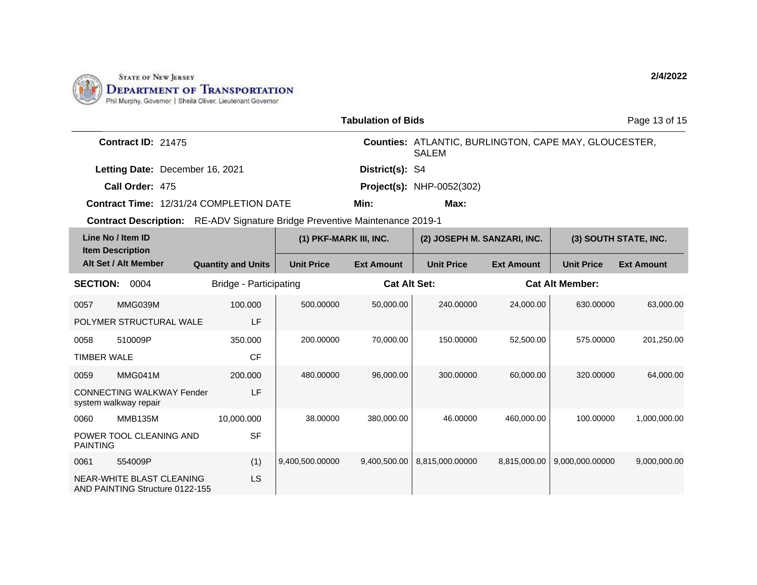STATE OF NEW JERSEY
DEPARTMENT OF TRANSPORTATION
Phil Murphy, Governor | Sheila Oliver, Lieutenant Governor

2/4/2022

## Tabulation of Bids

**Contract ID:** 21475

**Counties:** ATLANTIC, BURLINGTON, CAPE MAY, GLOUCESTER, SALEM

**Letting Date:** December 16, 2021

**District(s):** S4

**Call Order:** 475

**Project(s):** NHP-0052(302)

**Contract Time:** 12/31/24 COMPLETION DATE

**Min:**

**Max:**

**Contract Description:** RE-ADV Signature Bridge Preventive Maintenance 2019-1

| Line No / Item ID | Item Description / Alt Set / Alt Member | Quantity and Units | (1) PKF-MARK III, INC. Unit Price | (1) PKF-MARK III, INC. Ext Amount | (2) JOSEPH M. SANZARI, INC. Unit Price | (2) JOSEPH M. SANZARI, INC. Ext Amount | (3) SOUTH STATE, INC. Unit Price | (3) SOUTH STATE, INC. Ext Amount |
|---|---|---|---|---|---|---|---|---|
| **SECTION: 0004** | Bridge - Participating | | Cat Alt Set: | | | Cat Alt Member: | | |
| 0057 MMG039M | POLYMER STRUCTURAL WALE | 100.000 LF | 500.00000 | 50,000.00 | 240.00000 | 24,000.00 | 630.00000 | 63,000.00 |
| 0058 510009P | TIMBER WALE | 350.000 CF | 200.00000 | 70,000.00 | 150.00000 | 52,500.00 | 575.00000 | 201,250.00 |
| 0059 MMG041M | CONNECTING WALKWAY Fender system walkway repair | 200.000 LF | 480.00000 | 96,000.00 | 300.00000 | 60,000.00 | 320.00000 | 64,000.00 |
| 0060 MMB135M | POWER TOOL CLEANING AND PAINTING | 10,000.000 SF | 38.00000 | 380,000.00 | 46.00000 | 460,000.00 | 100.00000 | 1,000,000.00 |
| 0061 554009P | NEAR-WHITE BLAST CLEANING AND PAINTING Structure 0122-155 | (1) LS | 9,400,500.00000 | 9,400,500.00 | 8,815,000.00000 | 8,815,000.00 | 9,000,000.00000 | 9,000,000.00 |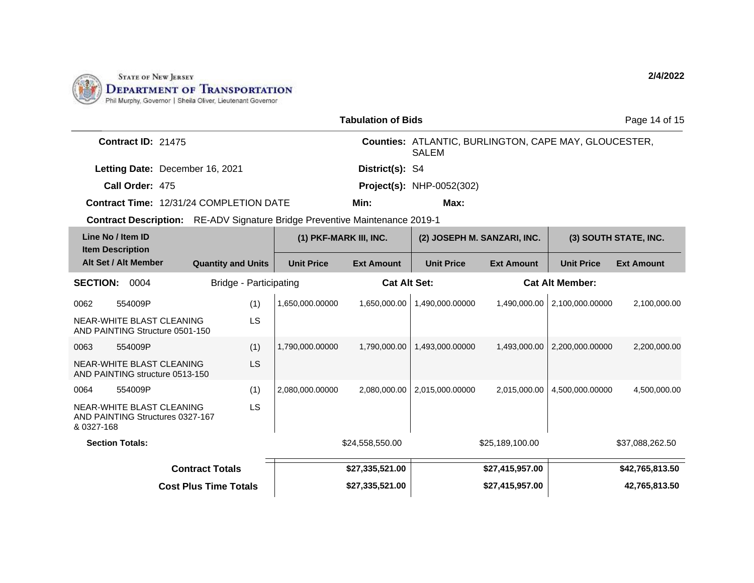STATE OF NEW JERSEY
**DEPARTMENT OF TRANSPORTATION**
Phil Murphy, Governor | Sheila Oliver, Lieutenant Governor

**2/4/2022**

## Tabulation of Bids

**Contract ID:** 21475

**Letting Date:** December 16, 2021

**Call Order:** 475

**Contract Time:** 12/31/24 COMPLETION DATE

**Counties:** ATLANTIC, BURLINGTON, CAPE MAY, GLOUCESTER, SALEM

**District(s):** S4

**Project(s):** NHP-0052(302)

**Min:** **Max:**

**Contract Description:** RE-ADV Signature Bridge Preventive Maintenance 2019-1

| Line No / Item ID / Item Description / Alt Set / Alt Member | Quantity and Units | (1) PKF-MARK III, INC. Unit Price | (1) PKF-MARK III, INC. Ext Amount | (2) JOSEPH M. SANZARI, INC. Unit Price | (2) JOSEPH M. SANZARI, INC. Ext Amount | (3) SOUTH STATE, INC. Unit Price | (3) SOUTH STATE, INC. Ext Amount |
|---|---|---|---|---|---|---|---|
| **SECTION: 0004** Bridge - Participating | | **Cat Alt Set:** | | | **Cat Alt Member:** | | |
| 0062 554009P NEAR-WHITE BLAST CLEANING AND PAINTING Structure 0501-150 | (1) LS | 1,650,000.00000 | 1,650,000.00 | 1,490,000.00000 | 1,490,000.00 | 2,100,000.00000 | 2,100,000.00 |
| 0063 554009P NEAR-WHITE BLAST CLEANING AND PAINTING structure 0513-150 | (1) LS | 1,790,000.00000 | 1,790,000.00 | 1,493,000.00000 | 1,493,000.00 | 2,200,000.00000 | 2,200,000.00 |
| 0064 554009P NEAR-WHITE BLAST CLEANING AND PAINTING Structures 0327-167 & 0327-168 | (1) LS | 2,080,000.00000 | 2,080,000.00 | 2,015,000.00000 | 2,015,000.00 | 4,500,000.00000 | 4,500,000.00 |
| **Section Totals:** | | | $24,558,550.00 | | $25,189,100.00 | | $37,088,262.50 |
| **Contract Totals** | | | **$27,335,521.00** | | **$27,415,957.00** | | **$42,765,813.50** |
| **Cost Plus Time Totals** | | | **$27,335,521.00** | | **$27,415,957.00** | | **42,765,813.50** |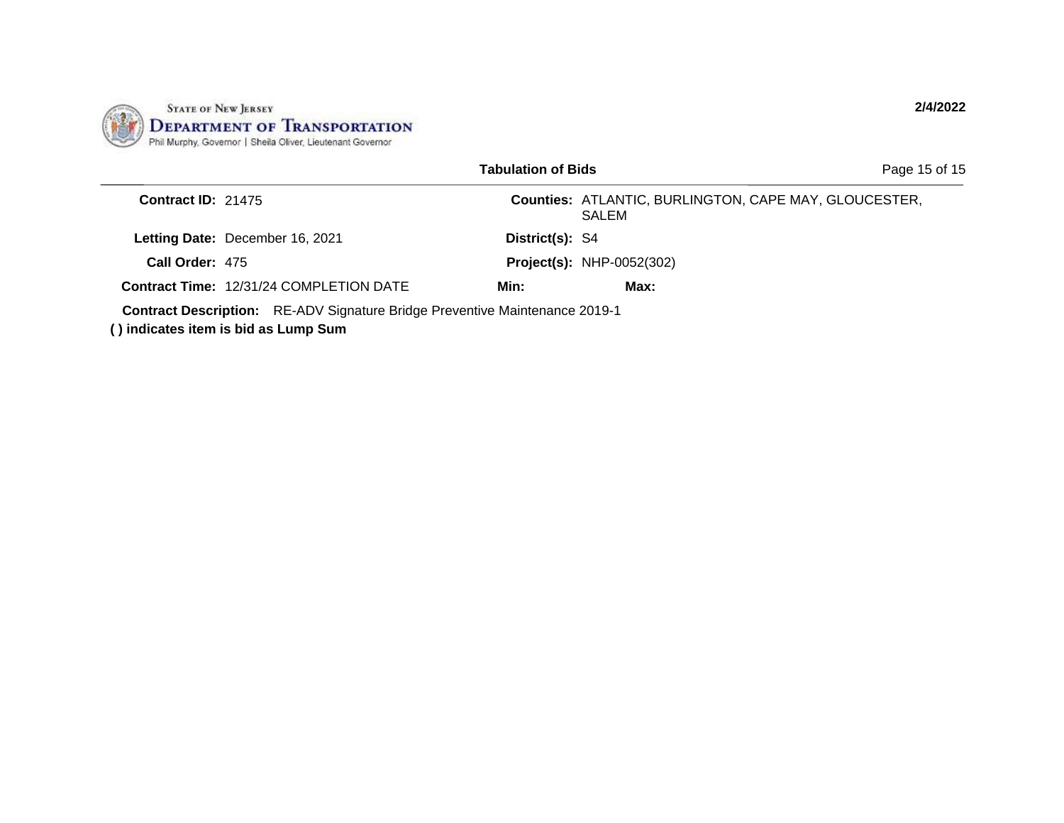**State of New Jersey**
**Department of Transportation**
Phil Murphy, Governor | Sheila Oliver, Lieutenant Governor

2/4/2022

**Tabulation of Bids**

| | | | |
|---|---|---|---|
| **Contract ID:** | 21475 | **Counties:** | ATLANTIC, BURLINGTON, CAPE MAY, GLOUCESTER, SALEM |
| **Letting Date:** | December 16, 2021 | **District(s):** | S4 |
| **Call Order:** | 475 | **Project(s):** | NHP-0052(302) |
| **Contract Time:** | 12/31/24 COMPLETION DATE | **Min:** | **Max:** |

**Contract Description:** RE-ADV Signature Bridge Preventive Maintenance 2019-1

**( ) indicates item is bid as Lump Sum**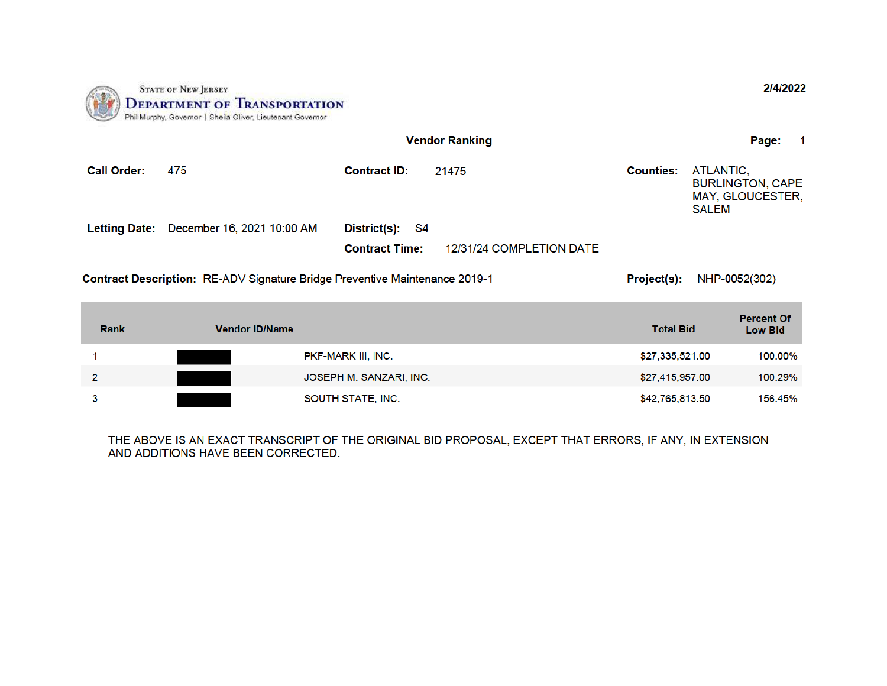State of New Jersey
**Department of Transportation**
Phil Murphy, Governor | Sheila Oliver, Lieutenant Governor

2/4/2022

## Vendor Ranking

**Call Order:** 475

**Contract ID:** 21475

**Counties:** ATLANTIC, BURLINGTON, CAPE MAY, GLOUCESTER, SALEM

**Letting Date:** December 16, 2021 10:00 AM

**District(s):** S4

**Contract Time:** 12/31/24 COMPLETION DATE

**Contract Description:** RE-ADV Signature Bridge Preventive Maintenance 2019-1

**Project(s):** NHP-0052(302)

| Rank | Vendor ID/Name | | Total Bid | Percent Of Low Bid |
|---|---|---|---|---|
| 1 | ███ | PKF-MARK III, INC. | $27,335,521.00 | 100.00% |
| 2 | ███ | JOSEPH M. SANZARI, INC. | $27,415,957.00 | 100.29% |
| 3 | ███ | SOUTH STATE, INC. | $42,765,813.50 | 156.45% |

THE ABOVE IS AN EXACT TRANSCRIPT OF THE ORIGINAL BID PROPOSAL, EXCEPT THAT ERRORS, IF ANY, IN EXTENSION AND ADDITIONS HAVE BEEN CORRECTED.